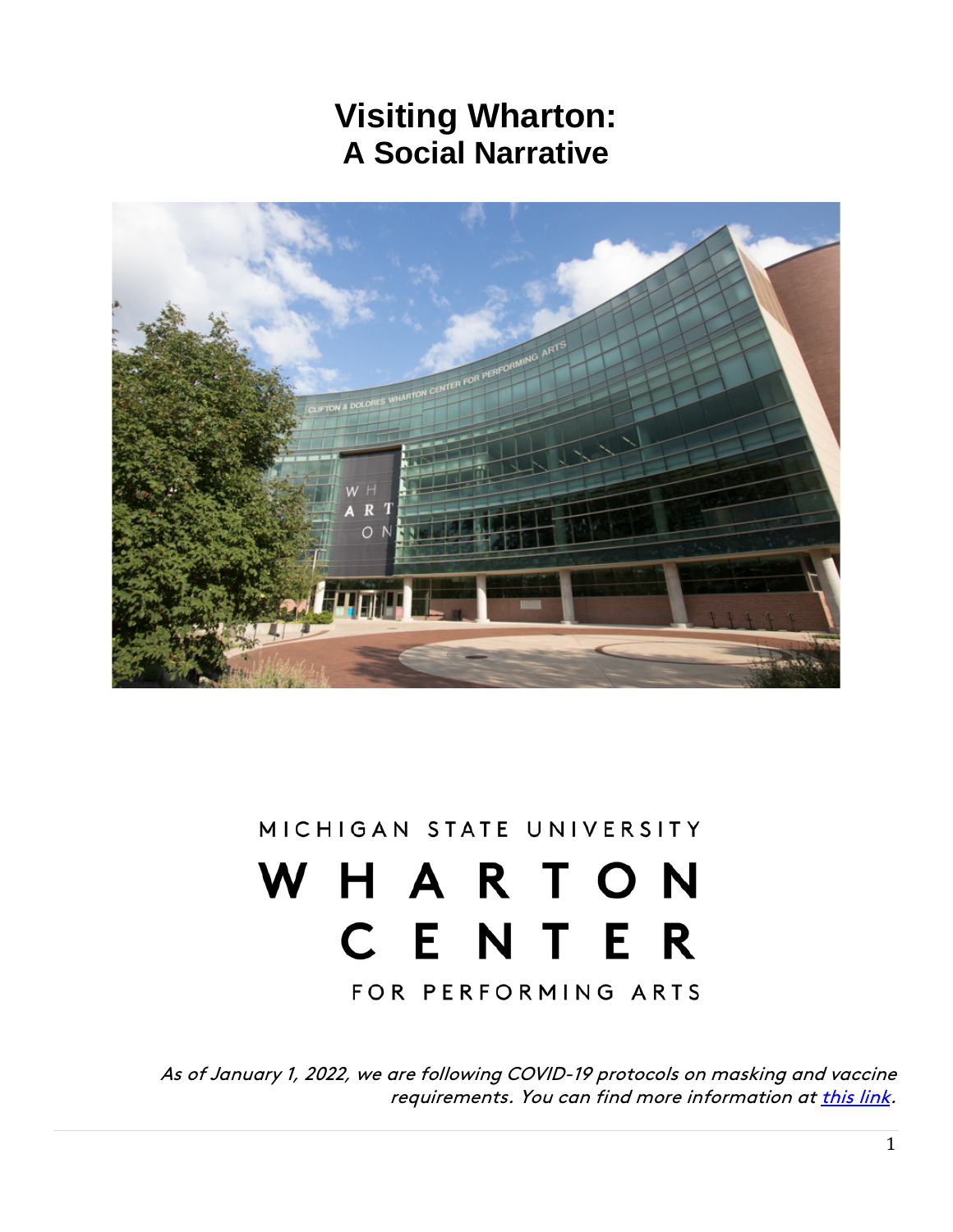# Visiting Wharton:
## A Social Narrative

MICHIGAN STATE UNIVERSITY

WHARTON CENTER

FOR PERFORMING ARTS

*As of January 1, 2022, we are following COVID-19 protocols on masking and vaccine requirements. You can find more information at this link.*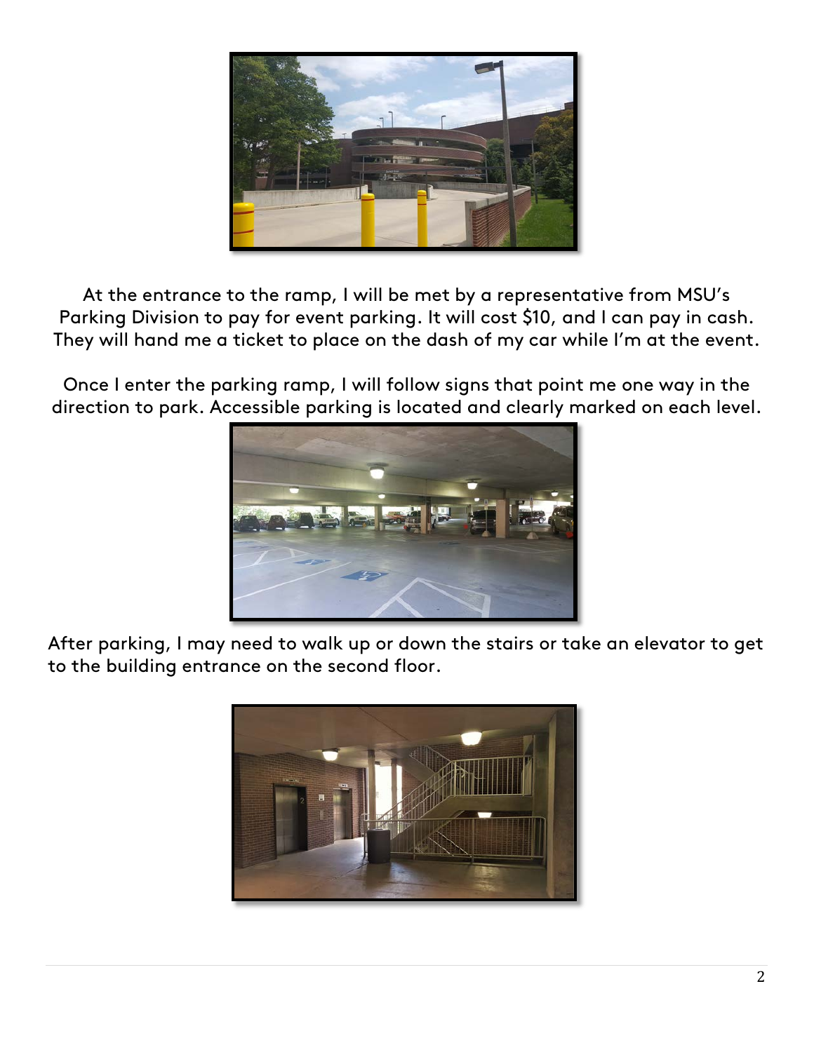At the entrance to the ramp, I will be met by a representative from MSU's Parking Division to pay for event parking. It will cost $10, and I can pay in cash. They will hand me a ticket to place on the dash of my car while I'm at the event.

Once I enter the parking ramp, I will follow signs that point me one way in the direction to park. Accessible parking is located and clearly marked on each level.

After parking, I may need to walk up or down the stairs or take an elevator to get to the building entrance on the second floor.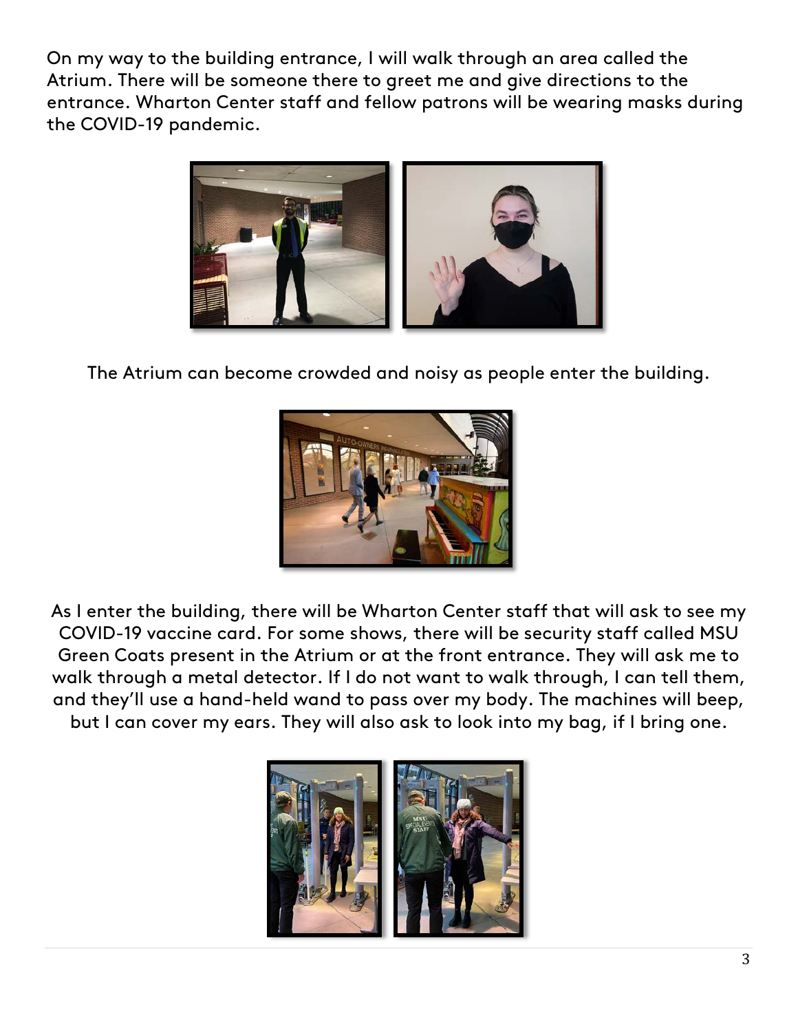On my way to the building entrance, I will walk through an area called the Atrium. There will be someone there to greet me and give directions to the entrance. Wharton Center staff and fellow patrons will be wearing masks during the COVID-19 pandemic.

The Atrium can become crowded and noisy as people enter the building.

As I enter the building, there will be Wharton Center staff that will ask to see my COVID-19 vaccine card. For some shows, there will be security staff called MSU Green Coats present in the Atrium or at the front entrance. They will ask me to walk through a metal detector. If I do not want to walk through, I can tell them, and they'll use a hand-held wand to pass over my body. The machines will beep, but I can cover my ears. They will also ask to look into my bag, if I bring one.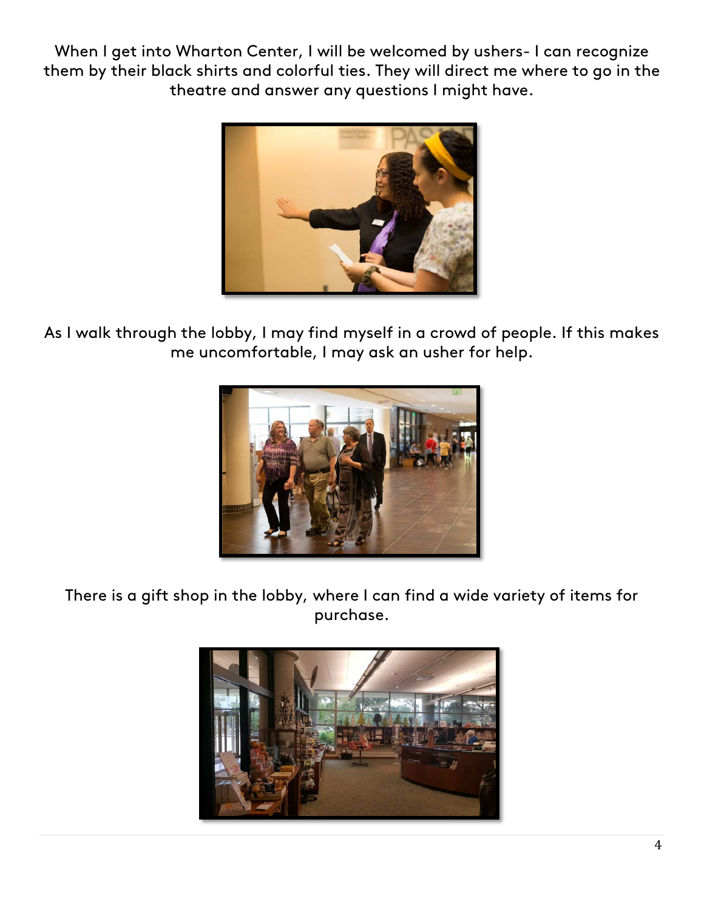When I get into Wharton Center, I will be welcomed by ushers- I can recognize them by their black shirts and colorful ties. They will direct me where to go in the theatre and answer any questions I might have.

As I walk through the lobby, I may find myself in a crowd of people. If this makes me uncomfortable, I may ask an usher for help.

There is a gift shop in the lobby, where I can find a wide variety of items for purchase.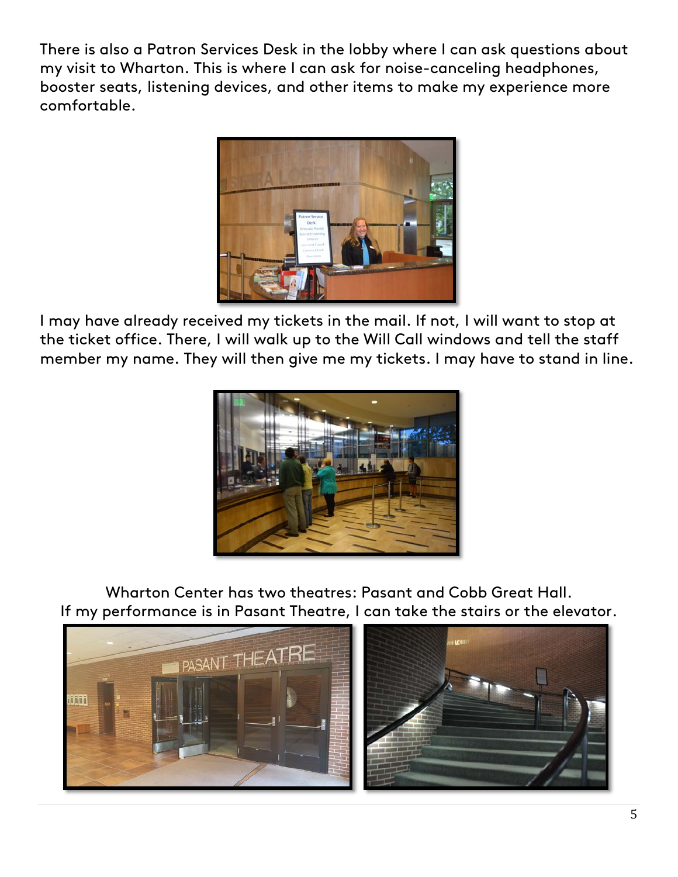There is also a Patron Services Desk in the lobby where I can ask questions about my visit to Wharton. This is where I can ask for noise-canceling headphones, booster seats, listening devices, and other items to make my experience more comfortable.

I may have already received my tickets in the mail. If not, I will want to stop at the ticket office. There, I will walk up to the Will Call windows and tell the staff member my name. They will then give me my tickets. I may have to stand in line.

Wharton Center has two theatres: Pasant and Cobb Great Hall.
If my performance is in Pasant Theatre, I can take the stairs or the elevator.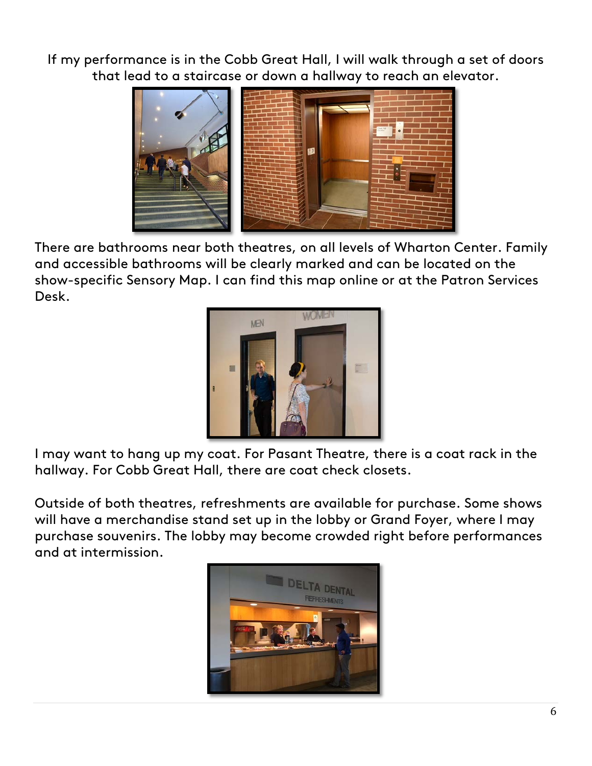If my performance is in the Cobb Great Hall, I will walk through a set of doors that lead to a staircase or down a hallway to reach an elevator.

There are bathrooms near both theatres, on all levels of Wharton Center. Family and accessible bathrooms will be clearly marked and can be located on the show-specific Sensory Map. I can find this map online or at the Patron Services Desk.

I may want to hang up my coat. For Pasant Theatre, there is a coat rack in the hallway. For Cobb Great Hall, there are coat check closets.

Outside of both theatres, refreshments are available for purchase. Some shows will have a merchandise stand set up in the lobby or Grand Foyer, where I may purchase souvenirs. The lobby may become crowded right before performances and at intermission.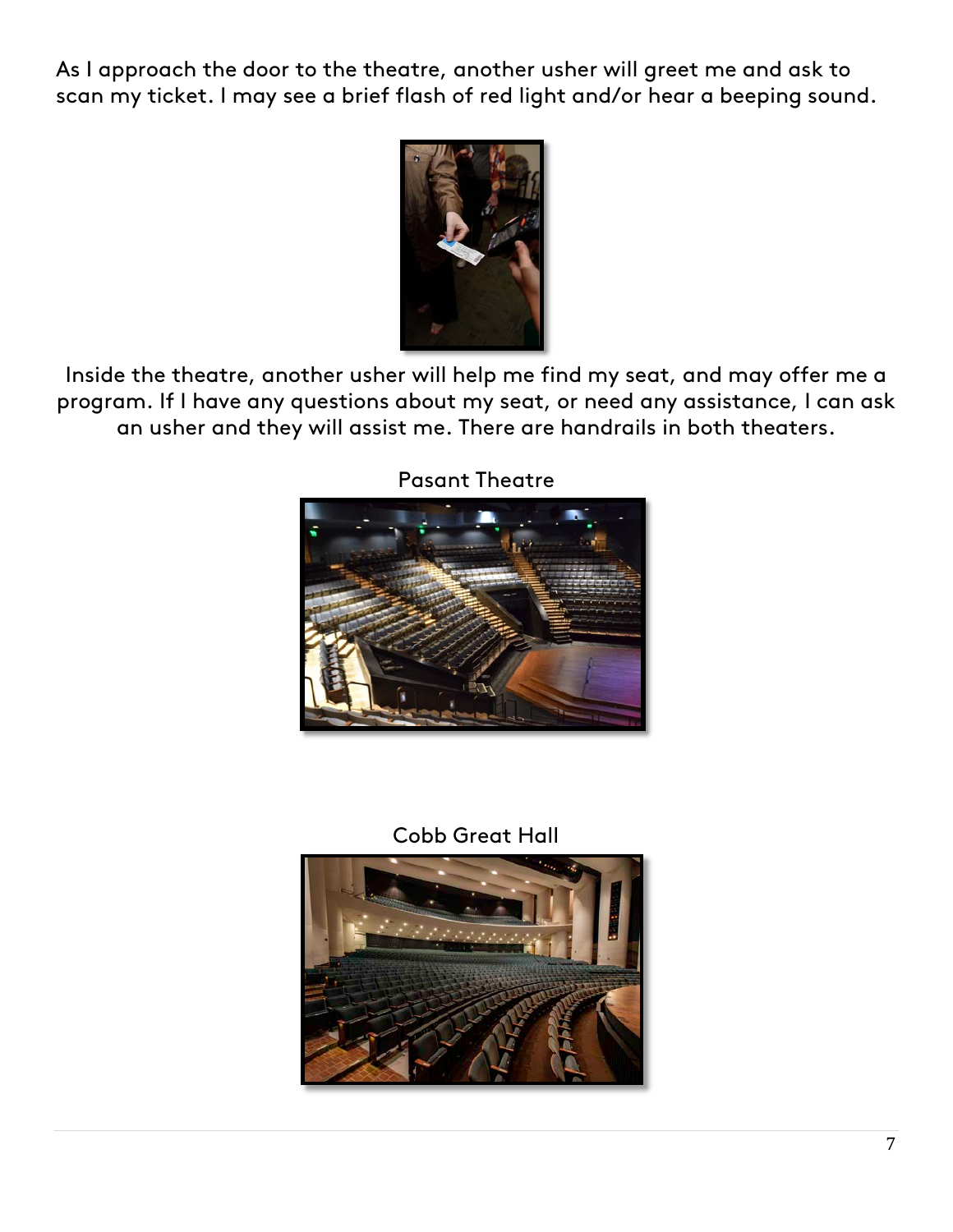As I approach the door to the theatre, another usher will greet me and ask to scan my ticket. I may see a brief flash of red light and/or hear a beeping sound.

Inside the theatre, another usher will help me find my seat, and may offer me a program. If I have any questions about my seat, or need any assistance, I can ask an usher and they will assist me. There are handrails in both theaters.

Pasant Theatre

Cobb Great Hall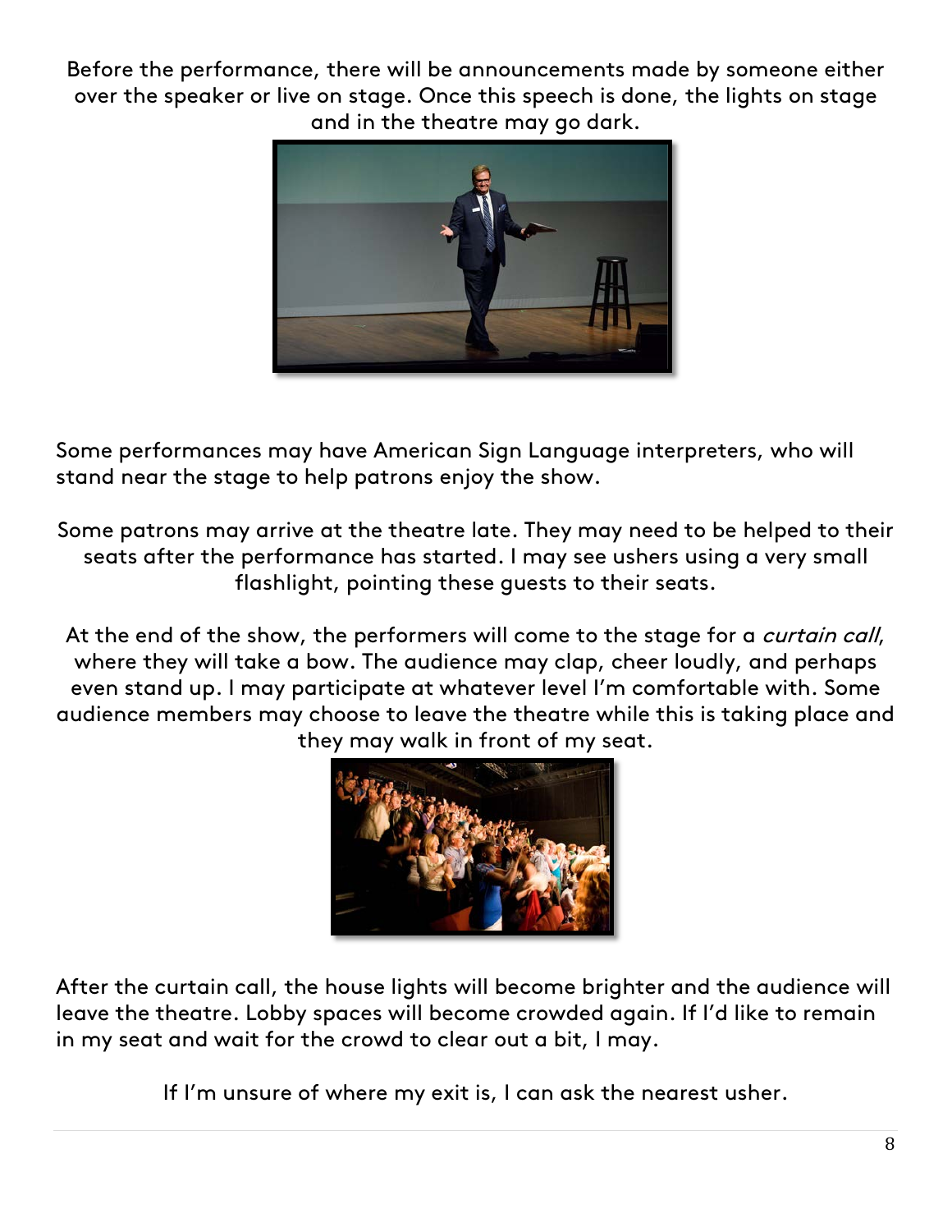Before the performance, there will be announcements made by someone either over the speaker or live on stage. Once this speech is done, the lights on stage and in the theatre may go dark.

Some performances may have American Sign Language interpreters, who will stand near the stage to help patrons enjoy the show.

Some patrons may arrive at the theatre late. They may need to be helped to their seats after the performance has started. I may see ushers using a very small flashlight, pointing these guests to their seats.

At the end of the show, the performers will come to the stage for a *curtain call*, where they will take a bow. The audience may clap, cheer loudly, and perhaps even stand up. I may participate at whatever level I'm comfortable with. Some audience members may choose to leave the theatre while this is taking place and they may walk in front of my seat.

After the curtain call, the house lights will become brighter and the audience will leave the theatre. Lobby spaces will become crowded again. If I'd like to remain in my seat and wait for the crowd to clear out a bit, I may.

If I'm unsure of where my exit is, I can ask the nearest usher.